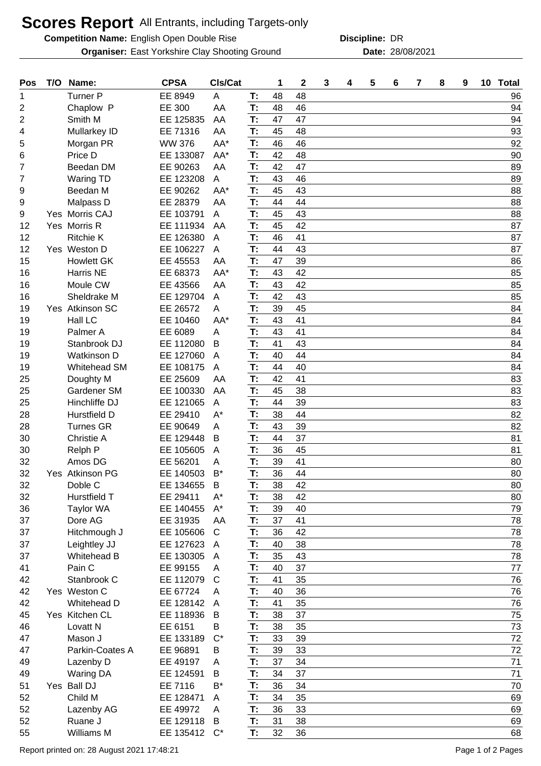# Scores Report All Entrants, including Targets-only

**Competition Name:** English Open Double Rise **Discipline:** DR

**Organiser:** East Yorkshire Clay Shooting Ground **Date:** 28/08/2021

| Pos | T/O | Name: | CPSA | Cls/Cat | | 1 | 2 | 3 | 4 | 5 | 6 | 7 | 8 | 9 | 10 | Total |
|---|---|---|---|---|---|---|---|---|---|---|---|---|---|---|---|---|
| 1 | | Turner P | EE 8949 | A | T: | 48 | 48 | | | | | | | | | 96 |
| 2 | | Chaplow P | EE 300 | AA | T: | 48 | 46 | | | | | | | | | 94 |
| 2 | | Smith M | EE 125835 | AA | T: | 47 | 47 | | | | | | | | | 94 |
| 4 | | Mullarkey ID | EE 71316 | AA | T: | 45 | 48 | | | | | | | | | 93 |
| 5 | | Morgan PR | WW 376 | AA* | T: | 46 | 46 | | | | | | | | | 92 |
| 6 | | Price D | EE 133087 | AA* | T: | 42 | 48 | | | | | | | | | 90 |
| 7 | | Beedan DM | EE 90263 | AA | T: | 42 | 47 | | | | | | | | | 89 |
| 7 | | Waring TD | EE 123208 | A | T: | 43 | 46 | | | | | | | | | 89 |
| 9 | | Beedan M | EE 90262 | AA* | T: | 45 | 43 | | | | | | | | | 88 |
| 9 | | Malpass D | EE 28379 | AA | T: | 44 | 44 | | | | | | | | | 88 |
| 9 | Yes | Morris CAJ | EE 103791 | A | T: | 45 | 43 | | | | | | | | | 88 |
| 12 | Yes | Morris R | EE 111934 | AA | T: | 45 | 42 | | | | | | | | | 87 |
| 12 | | Ritchie K | EE 126380 | A | T: | 46 | 41 | | | | | | | | | 87 |
| 12 | Yes | Weston D | EE 106227 | A | T: | 44 | 43 | | | | | | | | | 87 |
| 15 | | Howlett GK | EE 45553 | AA | T: | 47 | 39 | | | | | | | | | 86 |
| 16 | | Harris NE | EE 68373 | AA* | T: | 43 | 42 | | | | | | | | | 85 |
| 16 | | Moule CW | EE 43566 | AA | T: | 43 | 42 | | | | | | | | | 85 |
| 16 | | Sheldrake M | EE 129704 | A | T: | 42 | 43 | | | | | | | | | 85 |
| 19 | Yes | Atkinson SC | EE 26572 | A | T: | 39 | 45 | | | | | | | | | 84 |
| 19 | | Hall LC | EE 10460 | AA* | T: | 43 | 41 | | | | | | | | | 84 |
| 19 | | Palmer A | EE 6089 | A | T: | 43 | 41 | | | | | | | | | 84 |
| 19 | | Stanbrook DJ | EE 112080 | B | T: | 41 | 43 | | | | | | | | | 84 |
| 19 | | Watkinson D | EE 127060 | A | T: | 40 | 44 | | | | | | | | | 84 |
| 19 | | Whitehead SM | EE 108175 | A | T: | 44 | 40 | | | | | | | | | 84 |
| 25 | | Doughty M | EE 25609 | AA | T: | 42 | 41 | | | | | | | | | 83 |
| 25 | | Gardener SM | EE 100330 | AA | T: | 45 | 38 | | | | | | | | | 83 |
| 25 | | Hinchliffe DJ | EE 121065 | A | T: | 44 | 39 | | | | | | | | | 83 |
| 28 | | Hurstfield D | EE 29410 | A* | T: | 38 | 44 | | | | | | | | | 82 |
| 28 | | Turnes GR | EE 90649 | A | T: | 43 | 39 | | | | | | | | | 82 |
| 30 | | Christie A | EE 129448 | B | T: | 44 | 37 | | | | | | | | | 81 |
| 30 | | Relph P | EE 105605 | A | T: | 36 | 45 | | | | | | | | | 81 |
| 32 | | Amos DG | EE 56201 | A | T: | 39 | 41 | | | | | | | | | 80 |
| 32 | Yes | Atkinson PG | EE 140503 | B* | T: | 36 | 44 | | | | | | | | | 80 |
| 32 | | Doble C | EE 134655 | B | T: | 38 | 42 | | | | | | | | | 80 |
| 32 | | Hurstfield T | EE 29411 | A* | T: | 38 | 42 | | | | | | | | | 80 |
| 36 | | Taylor WA | EE 140455 | A* | T: | 39 | 40 | | | | | | | | | 79 |
| 37 | | Dore AG | EE 31935 | AA | T: | 37 | 41 | | | | | | | | | 78 |
| 37 | | Hitchmough J | EE 105606 | C | T: | 36 | 42 | | | | | | | | | 78 |
| 37 | | Leightley JJ | EE 127623 | A | T: | 40 | 38 | | | | | | | | | 78 |
| 37 | | Whitehead B | EE 130305 | A | T: | 35 | 43 | | | | | | | | | 78 |
| 41 | | Pain C | EE 99155 | A | T: | 40 | 37 | | | | | | | | | 77 |
| 42 | | Stanbrook C | EE 112079 | C | T: | 41 | 35 | | | | | | | | | 76 |
| 42 | Yes | Weston C | EE 67724 | A | T: | 40 | 36 | | | | | | | | | 76 |
| 42 | | Whitehead D | EE 128142 | A | T: | 41 | 35 | | | | | | | | | 76 |
| 45 | Yes | Kitchen CL | EE 118936 | B | T: | 38 | 37 | | | | | | | | | 75 |
| 46 | | Lovatt N | EE 6151 | B | T: | 38 | 35 | | | | | | | | | 73 |
| 47 | | Mason J | EE 133189 | C* | T: | 33 | 39 | | | | | | | | | 72 |
| 47 | | Parkin-Coates A | EE 96891 | B | T: | 39 | 33 | | | | | | | | | 72 |
| 49 | | Lazenby D | EE 49197 | A | T: | 37 | 34 | | | | | | | | | 71 |
| 49 | | Waring DA | EE 124591 | B | T: | 34 | 37 | | | | | | | | | 71 |
| 51 | Yes | Ball DJ | EE 7116 | B* | T: | 36 | 34 | | | | | | | | | 70 |
| 52 | | Child M | EE 128471 | A | T: | 34 | 35 | | | | | | | | | 69 |
| 52 | | Lazenby AG | EE 49972 | A | T: | 36 | 33 | | | | | | | | | 69 |
| 52 | | Ruane J | EE 129118 | B | T: | 31 | 38 | | | | | | | | | 69 |
| 55 | | Williams M | EE 135412 | C* | T: | 32 | 36 | | | | | | | | | 68 |

Report printed on: 28 August 2021 17:48:21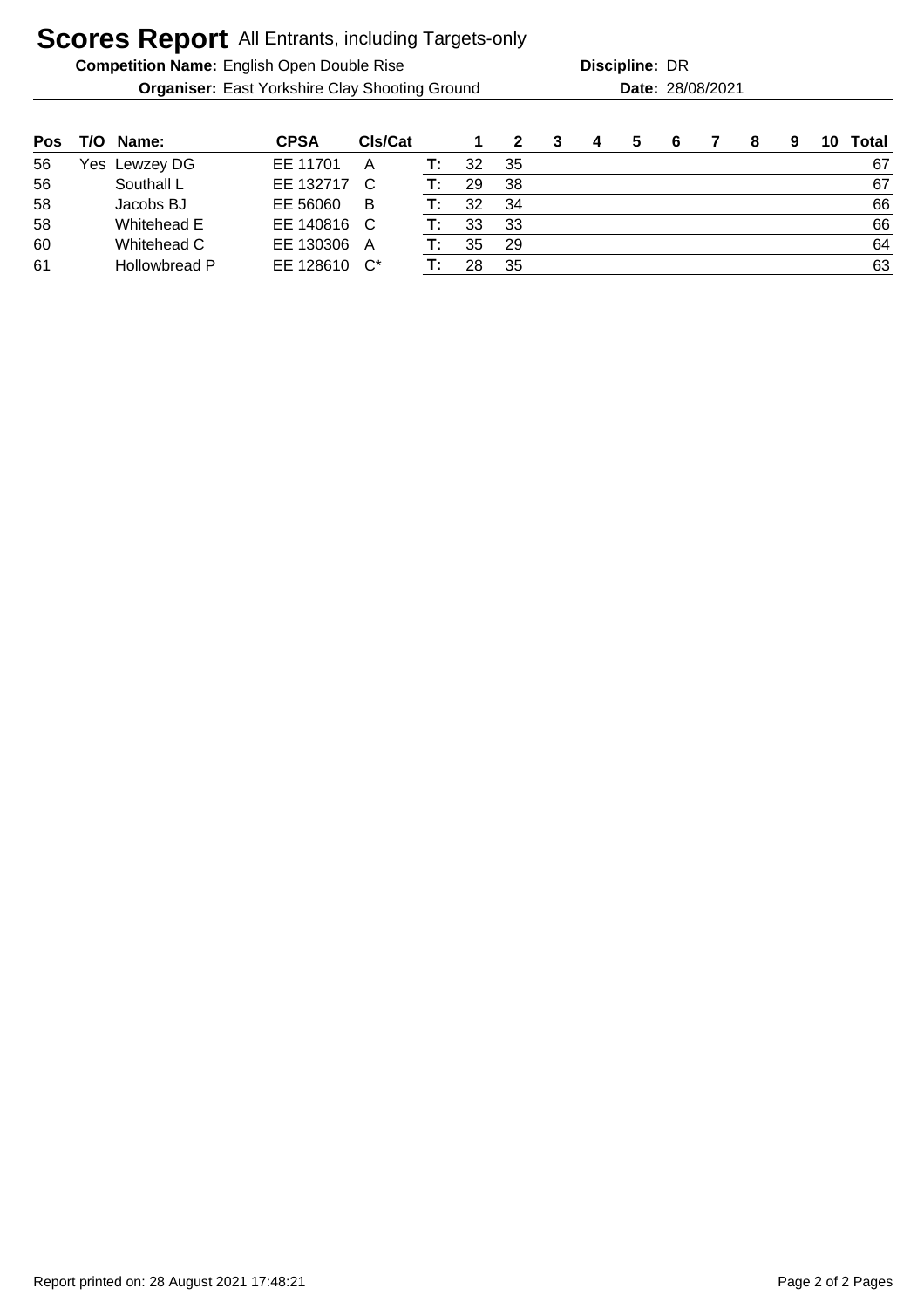# Scores Report All Entrants, including Targets-only

**Competition Name:** English Open Double Rise **Discipline:** DR

**Organiser:** East Yorkshire Clay Shooting Ground **Date:** 28/08/2021

| Pos | T/O | Name: | CPSA | Cls/Cat | | 1 | 2 | 3 | 4 | 5 | 6 | 7 | 8 | 9 | 10 | Total |
|---|---|---|---|---|---|---|---|---|---|---|---|---|---|---|---|---|
| 56 | Yes | Lewzey DG | EE 11701 | A | T: | 32 | 35 | | | | | | | | | 67 |
| 56 | | Southall L | EE 132717 | C | T: | 29 | 38 | | | | | | | | | 67 |
| 58 | | Jacobs BJ | EE 56060 | B | T: | 32 | 34 | | | | | | | | | 66 |
| 58 | | Whitehead E | EE 140816 | C | T: | 33 | 33 | | | | | | | | | 66 |
| 60 | | Whitehead C | EE 130306 | A | T: | 35 | 29 | | | | | | | | | 64 |
| 61 | | Hollowbread P | EE 128610 | C* | T: | 28 | 35 | | | | | | | | | 63 |

Report printed on: 28 August 2021 17:48:21